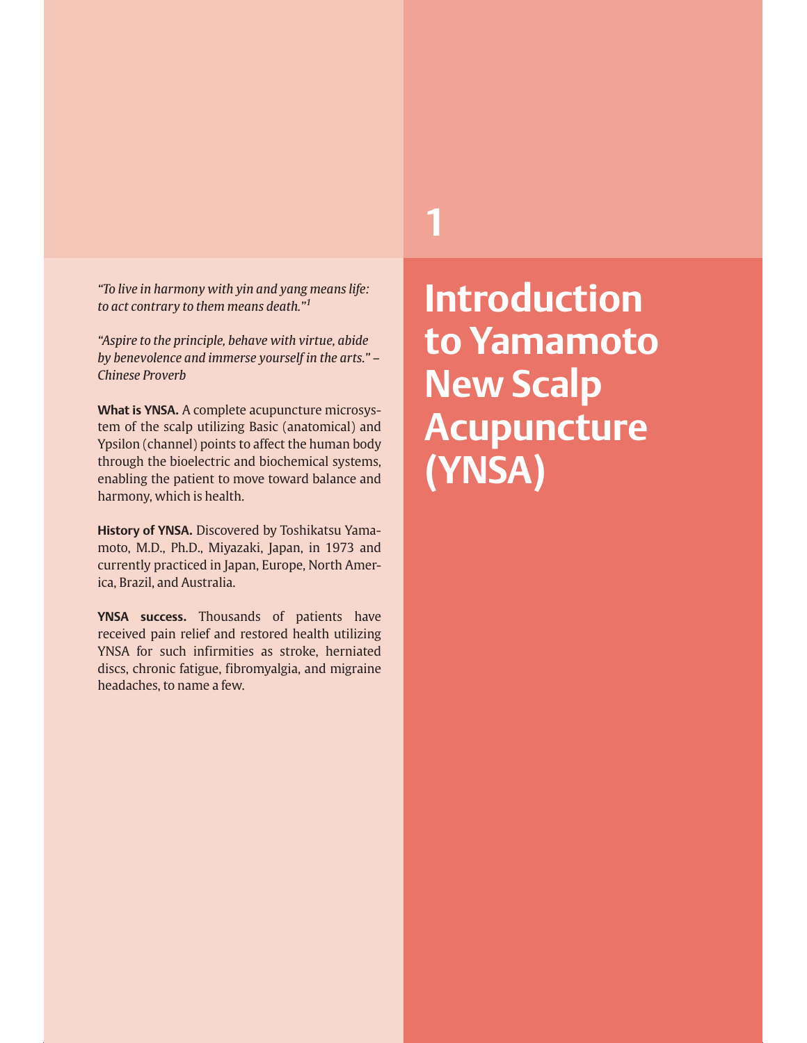# 1 Introduction to Yamamoto New Scalp Acupuncture (YNSA)

*"To live in harmony with yin and yang means life: to act contrary to them means death."*[1]

*"Aspire to the principle, behave with virtue, abide by benevolence and immerse yourself in the arts." – Chinese Proverb*

**What is YNSA.** A complete acupuncture microsystem of the scalp utilizing Basic (anatomical) and Ypsilon (channel) points to affect the human body through the bioelectric and biochemical systems, enabling the patient to move toward balance and harmony, which is health.

**History of YNSA.** Discovered by Toshikatsu Yamamoto, M.D., Ph.D., Miyazaki, Japan, in 1973 and currently practiced in Japan, Europe, North America, Brazil, and Australia.

**YNSA success.** Thousands of patients have received pain relief and restored health utilizing YNSA for such infirmities as stroke, herniated discs, chronic fatigue, fibromyalgia, and migraine headaches, to name a few.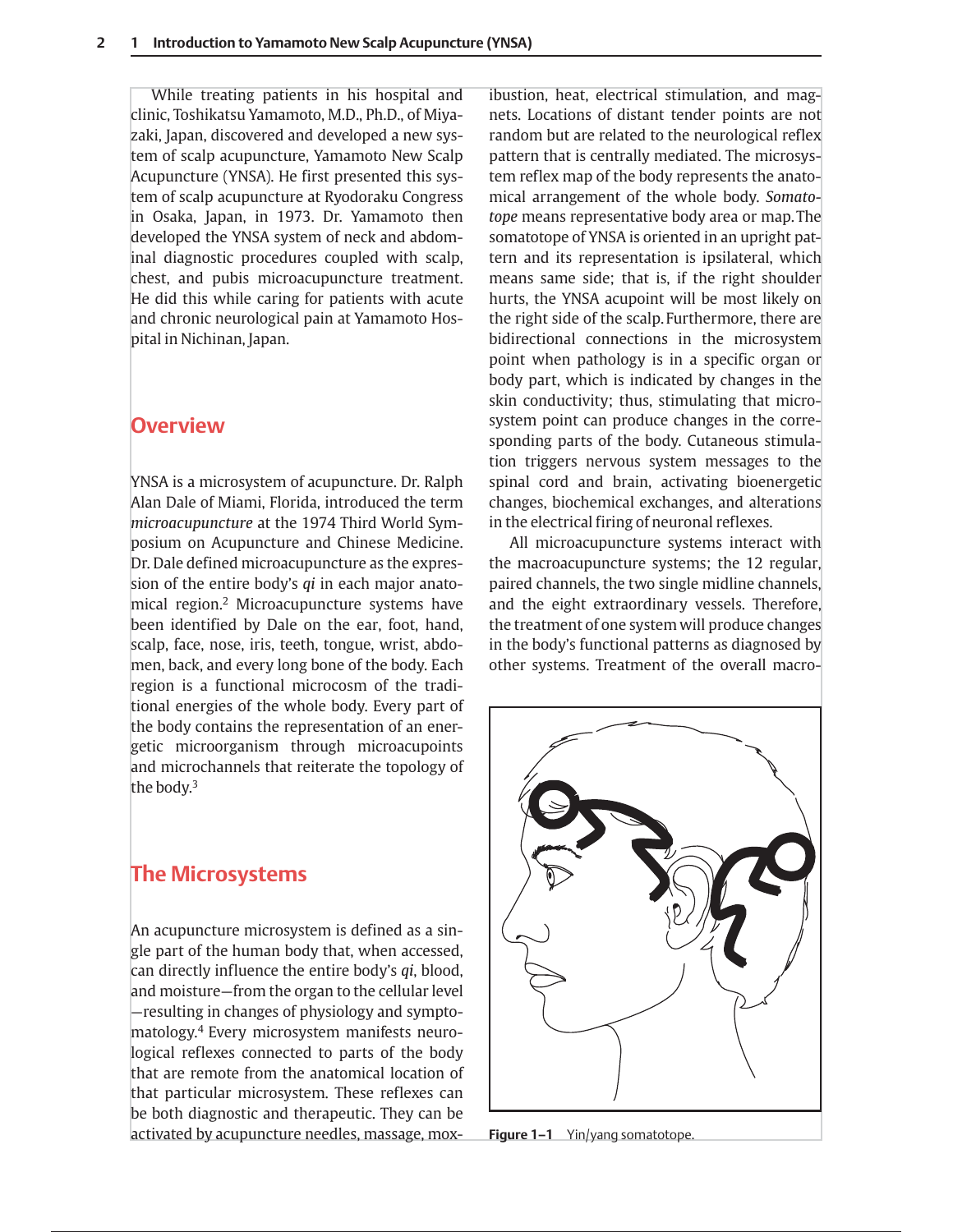While treating patients in his hospital and clinic, Toshikatsu Yamamoto, M.D., Ph.D., of Miyazaki, Japan, discovered and developed a new system of scalp acupuncture, Yamamoto New Scalp Acupuncture (YNSA). He first presented this system of scalp acupuncture at Ryodoraku Congress in Osaka, Japan, in 1973. Dr. Yamamoto then developed the YNSA system of neck and abdominal diagnostic procedures coupled with scalp, chest, and pubis microacupuncture treatment. He did this while caring for patients with acute and chronic neurological pain at Yamamoto Hospital in Nichinan, Japan.

## Overview

YNSA is a microsystem of acupuncture. Dr. Ralph Alan Dale of Miami, Florida, introduced the term *microacupuncture* at the 1974 Third World Symposium on Acupuncture and Chinese Medicine. Dr. Dale defined microacupuncture as the expression of the entire body's *qi* in each major anatomical region.[2] Microacupuncture systems have been identified by Dale on the ear, foot, hand, scalp, face, nose, iris, teeth, tongue, wrist, abdomen, back, and every long bone of the body. Each region is a functional microcosm of the traditional energies of the whole body. Every part of the body contains the representation of an energetic microorganism through microacupoints and microchannels that reiterate the topology of the body.[3]

## The Microsystems

An acupuncture microsystem is defined as a single part of the human body that, when accessed, can directly influence the entire body's *qi*, blood, and moisture—from the organ to the cellular level—resulting in changes of physiology and symptomatology.[4] Every microsystem manifests neurological reflexes connected to parts of the body that are remote from the anatomical location of that particular microsystem. These reflexes can be both diagnostic and therapeutic. They can be activated by acupuncture needles, massage, moxibustion, heat, electrical stimulation, and magnets. Locations of distant tender points are not random but are related to the neurological reflex pattern that is centrally mediated. The microsystem reflex map of the body represents the anatomical arrangement of the whole body. *Somatotope* means representative body area or map. The somatotope of YNSA is oriented in an upright pattern and its representation is ipsilateral, which means same side; that is, if the right shoulder hurts, the YNSA acupoint will be most likely on the right side of the scalp. Furthermore, there are bidirectional connections in the microsystem point when pathology is in a specific organ or body part, which is indicated by changes in the skin conductivity; thus, stimulating that microsystem point can produce changes in the corresponding parts of the body. Cutaneous stimulation triggers nervous system messages to the spinal cord and brain, activating bioenergetic changes, biochemical exchanges, and alterations in the electrical firing of neuronal reflexes.

All microacupuncture systems interact with the macroacupuncture systems; the 12 regular, paired channels, the two single midline channels, and the eight extraordinary vessels. Therefore, the treatment of one system will produce changes in the body's functional patterns as diagnosed by other systems. Treatment of the overall macro-

**Figure 1–1** Yin/yang somatotope.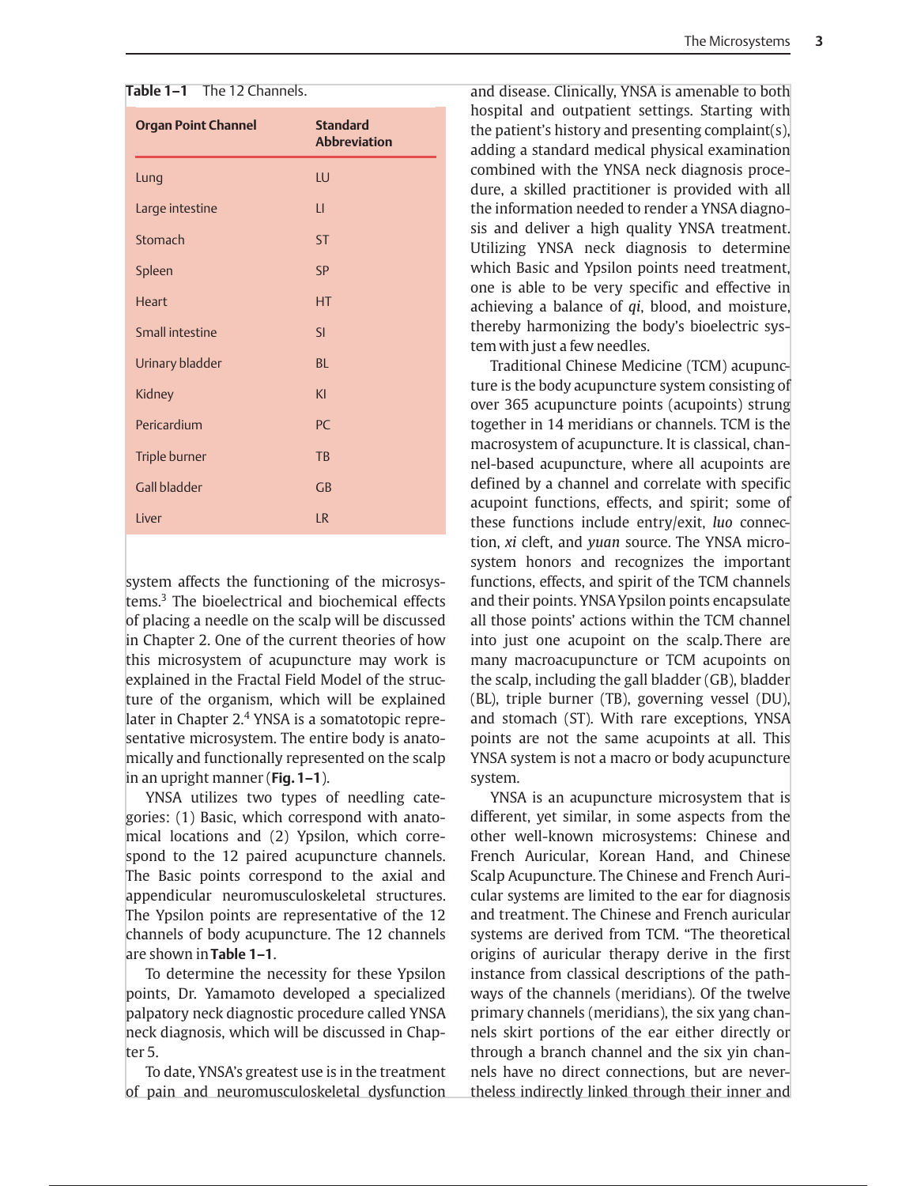**Table 1–1** The 12 Channels.

| Organ Point Channel | Standard Abbreviation |
|---|---|
| Lung | LU |
| Large intestine | LI |
| Stomach | ST |
| Spleen | SP |
| Heart | HT |
| Small intestine | SI |
| Urinary bladder | BL |
| Kidney | KI |
| Pericardium | PC |
| Triple burner | TB |
| Gall bladder | GB |
| Liver | LR |

system affects the functioning of the microsystems.[3] The bioelectrical and biochemical effects of placing a needle on the scalp will be discussed in Chapter 2. One of the current theories of how this microsystem of acupuncture may work is explained in the Fractal Field Model of the structure of the organism, which will be explained later in Chapter 2.[4] YNSA is a somatotopic representative microsystem. The entire body is anatomically and functionally represented on the scalp in an upright manner (**Fig. 1–1**).

YNSA utilizes two types of needling categories: (1) Basic, which correspond with anatomical locations and (2) Ypsilon, which correspond to the 12 paired acupuncture channels. The Basic points correspond to the axial and appendicular neuromusculoskeletal structures. The Ypsilon points are representative of the 12 channels of body acupuncture. The 12 channels are shown in **Table 1–1**.

To determine the necessity for these Ypsilon points, Dr. Yamamoto developed a specialized palpatory neck diagnostic procedure called YNSA neck diagnosis, which will be discussed in Chapter 5.

To date, YNSA's greatest use is in the treatment of pain and neuromusculoskeletal dysfunction and disease. Clinically, YNSA is amenable to both hospital and outpatient settings. Starting with the patient's history and presenting complaint(s), adding a standard medical physical examination combined with the YNSA neck diagnosis procedure, a skilled practitioner is provided with all the information needed to render a YNSA diagnosis and deliver a high quality YNSA treatment. Utilizing YNSA neck diagnosis to determine which Basic and Ypsilon points need treatment, one is able to be very specific and effective in achieving a balance of *qi*, blood, and moisture, thereby harmonizing the body's bioelectric system with just a few needles.

Traditional Chinese Medicine (TCM) acupuncture is the body acupuncture system consisting of over 365 acupuncture points (acupoints) strung together in 14 meridians or channels. TCM is the macrosystem of acupuncture. It is classical, channel-based acupuncture, where all acupoints are defined by a channel and correlate with specific acupoint functions, effects, and spirit; some of these functions include entry/exit, *luo* connection, *xi* cleft, and *yuan* source. The YNSA microsystem honors and recognizes the important functions, effects, and spirit of the TCM channels and their points. YNSA Ypsilon points encapsulate all those points' actions within the TCM channel into just one acupoint on the scalp. There are many macroacupuncture or TCM acupoints on the scalp, including the gall bladder (GB), bladder (BL), triple burner (TB), governing vessel (DU), and stomach (ST). With rare exceptions, YNSA points are not the same acupoints at all. This YNSA system is not a macro or body acupuncture system.

YNSA is an acupuncture microsystem that is different, yet similar, in some aspects from the other well-known microsystems: Chinese and French Auricular, Korean Hand, and Chinese Scalp Acupuncture. The Chinese and French Auricular systems are limited to the ear for diagnosis and treatment. The Chinese and French auricular systems are derived from TCM. "The theoretical origins of auricular therapy derive in the first instance from classical descriptions of the pathways of the channels (meridians). Of the twelve primary channels (meridians), the six yang channels skirt portions of the ear either directly or through a branch channel and the six yin channels have no direct connections, but are nevertheless indirectly linked through their inner and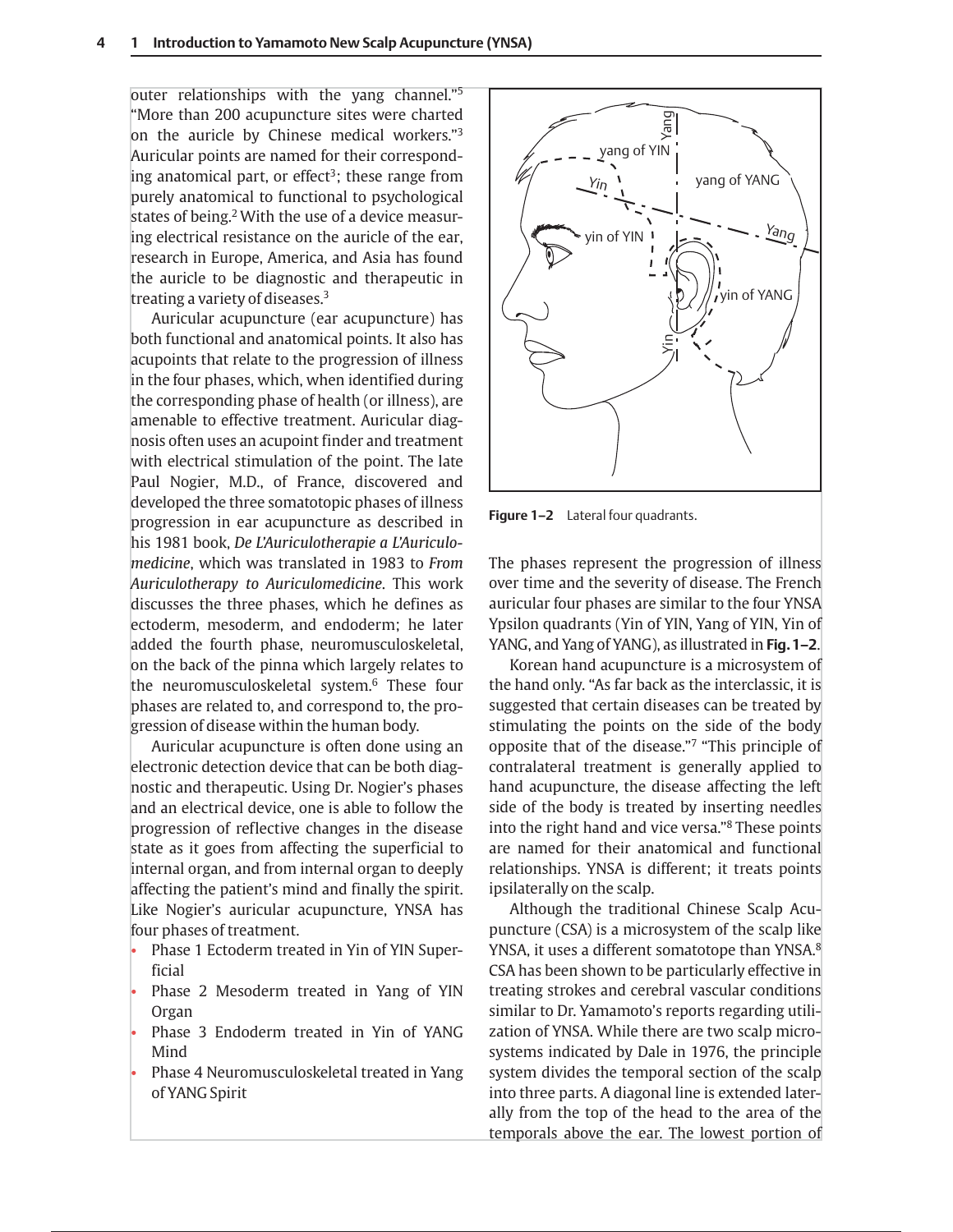outer relationships with the yang channel."[5] "More than 200 acupuncture sites were charted on the auricle by Chinese medical workers."[3] Auricular points are named for their corresponding anatomical part, or effect[3]; these range from purely anatomical to functional to psychological states of being.[2] With the use of a device measuring electrical resistance on the auricle of the ear, research in Europe, America, and Asia has found the auricle to be diagnostic and therapeutic in treating a variety of diseases.[3]

Auricular acupuncture (ear acupuncture) has both functional and anatomical points. It also has acupoints that relate to the progression of illness in the four phases, which, when identified during the corresponding phase of health (or illness), are amenable to effective treatment. Auricular diagnosis often uses an acupoint finder and treatment with electrical stimulation of the point. The late Paul Nogier, M.D., of France, discovered and developed the three somatotopic phases of illness progression in ear acupuncture as described in his 1981 book, *De L'Auriculotherapie a L'Auriculomedicine*, which was translated in 1983 to *From Auriculotherapy to Auriculomedicine*. This work discusses the three phases, which he defines as ectoderm, mesoderm, and endoderm; he later added the fourth phase, neuromusculoskeletal, on the back of the pinna which largely relates to the neuromusculoskeletal system.[6] These four phases are related to, and correspond to, the progression of disease within the human body.

Auricular acupuncture is often done using an electronic detection device that can be both diagnostic and therapeutic. Using Dr. Nogier's phases and an electrical device, one is able to follow the progression of reflective changes in the disease state as it goes from affecting the superficial to internal organ, and from internal organ to deeply affecting the patient's mind and finally the spirit. Like Nogier's auricular acupuncture, YNSA has four phases of treatment.

- Phase 1 Ectoderm treated in Yin of YIN Superficial
- Phase 2 Mesoderm treated in Yang of YIN Organ
- Phase 3 Endoderm treated in Yin of YANG Mind
- Phase 4 Neuromusculoskeletal treated in Yang of YANG Spirit

**Figure 1–2** Lateral four quadrants.

The phases represent the progression of illness over time and the severity of disease. The French auricular four phases are similar to the four YNSA Ypsilon quadrants (Yin of YIN, Yang of YIN, Yin of YANG, and Yang of YANG), as illustrated in **Fig. 1–2**.

Korean hand acupuncture is a microsystem of the hand only. "As far back as the interclassic, it is suggested that certain diseases can be treated by stimulating the points on the side of the body opposite that of the disease."[7] "This principle of contralateral treatment is generally applied to hand acupuncture, the disease affecting the left side of the body is treated by inserting needles into the right hand and vice versa."[8] These points are named for their anatomical and functional relationships. YNSA is different; it treats points ipsilaterally on the scalp.

Although the traditional Chinese Scalp Acupuncture (CSA) is a microsystem of the scalp like YNSA, it uses a different somatotope than YNSA.[8] CSA has been shown to be particularly effective in treating strokes and cerebral vascular conditions similar to Dr. Yamamoto's reports regarding utilization of YNSA. While there are two scalp microsystems indicated by Dale in 1976, the principle system divides the temporal section of the scalp into three parts. A diagonal line is extended laterally from the top of the head to the area of the temporals above the ear. The lowest portion of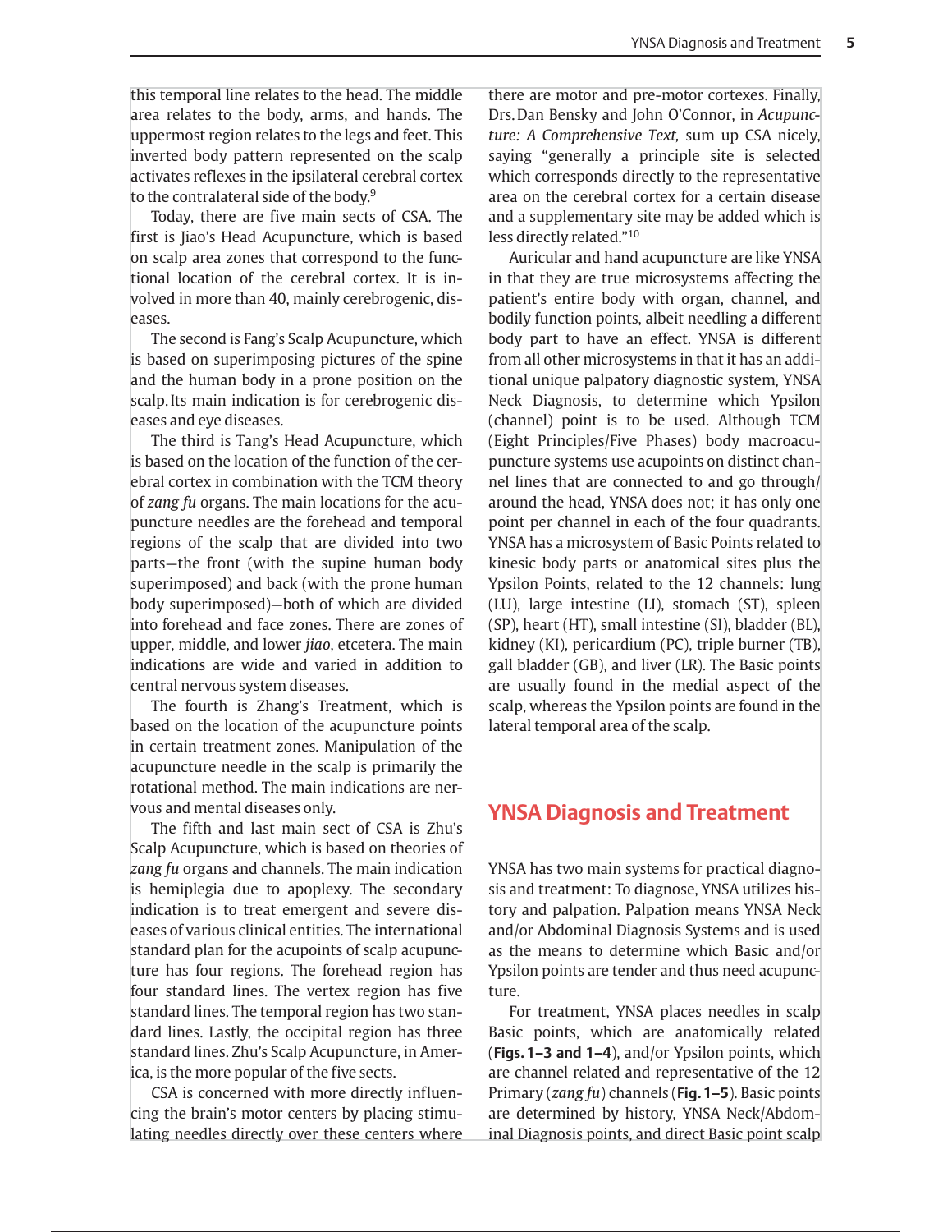this temporal line relates to the head. The middle area relates to the body, arms, and hands. The uppermost region relates to the legs and feet. This inverted body pattern represented on the scalp activates reflexes in the ipsilateral cerebral cortex to the contralateral side of the body.[9]

Today, there are five main sects of CSA. The first is Jiao's Head Acupuncture, which is based on scalp area zones that correspond to the functional location of the cerebral cortex. It is involved in more than 40, mainly cerebrogenic, diseases.

The second is Fang's Scalp Acupuncture, which is based on superimposing pictures of the spine and the human body in a prone position on the scalp. Its main indication is for cerebrogenic diseases and eye diseases.

The third is Tang's Head Acupuncture, which is based on the location of the function of the cerebral cortex in combination with the TCM theory of *zang fu* organs. The main locations for the acupuncture needles are the forehead and temporal regions of the scalp that are divided into two parts—the front (with the supine human body superimposed) and back (with the prone human body superimposed)—both of which are divided into forehead and face zones. There are zones of upper, middle, and lower *jiao*, etcetera. The main indications are wide and varied in addition to central nervous system diseases.

The fourth is Zhang's Treatment, which is based on the location of the acupuncture points in certain treatment zones. Manipulation of the acupuncture needle in the scalp is primarily the rotational method. The main indications are nervous and mental diseases only.

The fifth and last main sect of CSA is Zhu's Scalp Acupuncture, which is based on theories of *zang fu* organs and channels. The main indication is hemiplegia due to apoplexy. The secondary indication is to treat emergent and severe diseases of various clinical entities. The international standard plan for the acupoints of scalp acupuncture has four regions. The forehead region has four standard lines. The vertex region has five standard lines. The temporal region has two standard lines. Lastly, the occipital region has three standard lines. Zhu's Scalp Acupuncture, in America, is the more popular of the five sects.

CSA is concerned with more directly influencing the brain's motor centers by placing stimulating needles directly over these centers where there are motor and pre-motor cortexes. Finally, Drs. Dan Bensky and John O'Connor, in *Acupuncture: A Comprehensive Text,* sum up CSA nicely, saying "generally a principle site is selected which corresponds directly to the representative area on the cerebral cortex for a certain disease and a supplementary site may be added which is less directly related."[10]

Auricular and hand acupuncture are like YNSA in that they are true microsystems affecting the patient's entire body with organ, channel, and bodily function points, albeit needling a different body part to have an effect. YNSA is different from all other microsystems in that it has an additional unique palpatory diagnostic system, YNSA Neck Diagnosis, to determine which Ypsilon (channel) point is to be used. Although TCM (Eight Principles/Five Phases) body macroacupuncture systems use acupoints on distinct channel lines that are connected to and go through/around the head, YNSA does not; it has only one point per channel in each of the four quadrants. YNSA has a microsystem of Basic Points related to kinesic body parts or anatomical sites plus the Ypsilon Points, related to the 12 channels: lung (LU), large intestine (LI), stomach (ST), spleen (SP), heart (HT), small intestine (SI), bladder (BL), kidney (KI), pericardium (PC), triple burner (TB), gall bladder (GB), and liver (LR). The Basic points are usually found in the medial aspect of the scalp, whereas the Ypsilon points are found in the lateral temporal area of the scalp.

## YNSA Diagnosis and Treatment

YNSA has two main systems for practical diagnosis and treatment: To diagnose, YNSA utilizes history and palpation. Palpation means YNSA Neck and/or Abdominal Diagnosis Systems and is used as the means to determine which Basic and/or Ypsilon points are tender and thus need acupuncture.

For treatment, YNSA places needles in scalp Basic points, which are anatomically related (**Figs. 1–3 and 1–4**), and/or Ypsilon points, which are channel related and representative of the 12 Primary (*zang fu*) channels (**Fig. 1–5**). Basic points are determined by history, YNSA Neck/Abdominal Diagnosis points, and direct Basic point scalp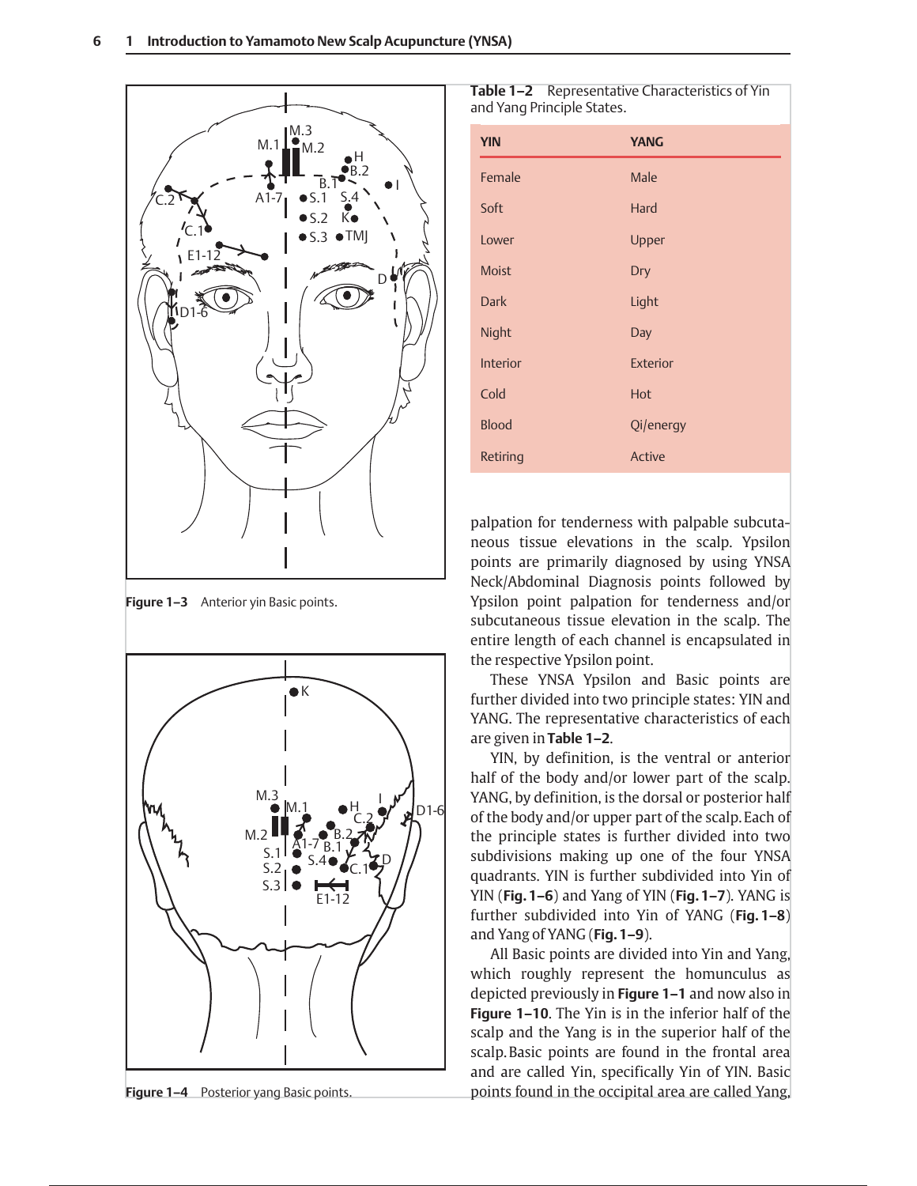Figure 1–3 Anterior yin Basic points.

Figure 1–4 Posterior yang Basic points.

**Table 1–2** Representative Characteristics of Yin and Yang Principle States.

| YIN | YANG |
|---|---|
| Female | Male |
| Soft | Hard |
| Lower | Upper |
| Moist | Dry |
| Dark | Light |
| Night | Day |
| Interior | Exterior |
| Cold | Hot |
| Blood | Qi/energy |
| Retiring | Active |

palpation for tenderness with palpable subcutaneous tissue elevations in the scalp. Ypsilon points are primarily diagnosed by using YNSA Neck/Abdominal Diagnosis points followed by Ypsilon point palpation for tenderness and/or subcutaneous tissue elevation in the scalp. The entire length of each channel is encapsulated in the respective Ypsilon point.

These YNSA Ypsilon and Basic points are further divided into two principle states: YIN and YANG. The representative characteristics of each are given in **Table 1–2**.

YIN, by definition, is the ventral or anterior half of the body and/or lower part of the scalp. YANG, by definition, is the dorsal or posterior half of the body and/or upper part of the scalp. Each of the principle states is further divided into two subdivisions making up one of the four YNSA quadrants. YIN is further subdivided into Yin of YIN (**Fig. 1–6**) and Yang of YIN (**Fig. 1–7**). YANG is further subdivided into Yin of YANG (**Fig. 1–8**) and Yang of YANG (**Fig. 1–9**).

All Basic points are divided into Yin and Yang, which roughly represent the homunculus as depicted previously in **Figure 1–1** and now also in **Figure 1–10**. The Yin is in the inferior half of the scalp and the Yang is in the superior half of the scalp. Basic points are found in the frontal area and are called Yin, specifically Yin of YIN. Basic points found in the occipital area are called Yang,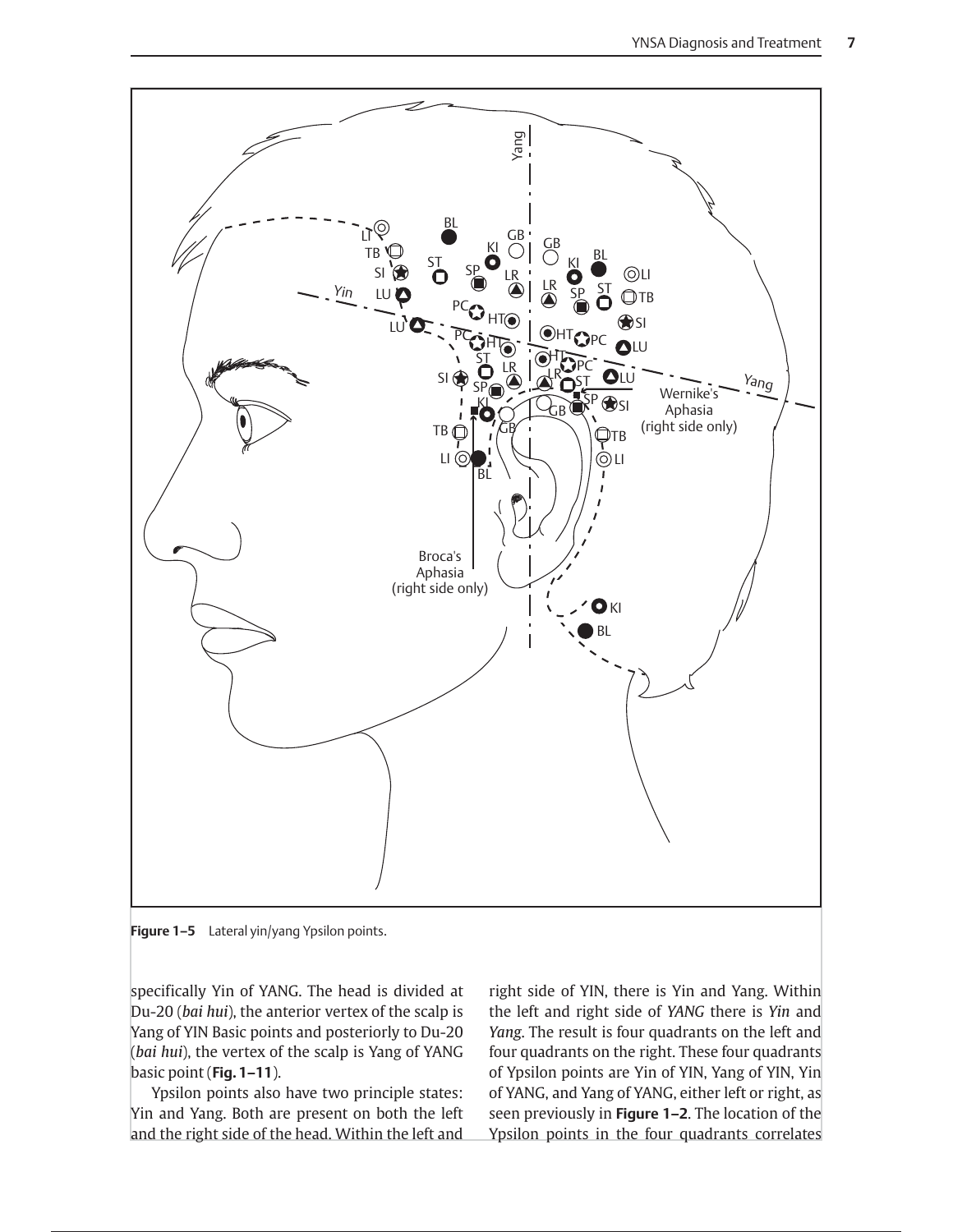**Figure 1–5** Lateral yin/yang Ypsilon points.

specifically Yin of YANG. The head is divided at Du-20 (*bai hui*), the anterior vertex of the scalp is Yang of YIN Basic points and posteriorly to Du-20 (*bai hui*), the vertex of the scalp is Yang of YANG basic point (**Fig. 1–11**).

Ypsilon points also have two principle states: Yin and Yang. Both are present on both the left and the right side of the head. Within the left and right side of YIN, there is Yin and Yang. Within the left and right side of *YANG* there is *Yin* and *Yang*. The result is four quadrants on the left and four quadrants on the right. These four quadrants of Ypsilon points are Yin of YIN, Yang of YIN, Yin of YANG, and Yang of YANG, either left or right, as seen previously in **Figure 1–2**. The location of the Ypsilon points in the four quadrants correlates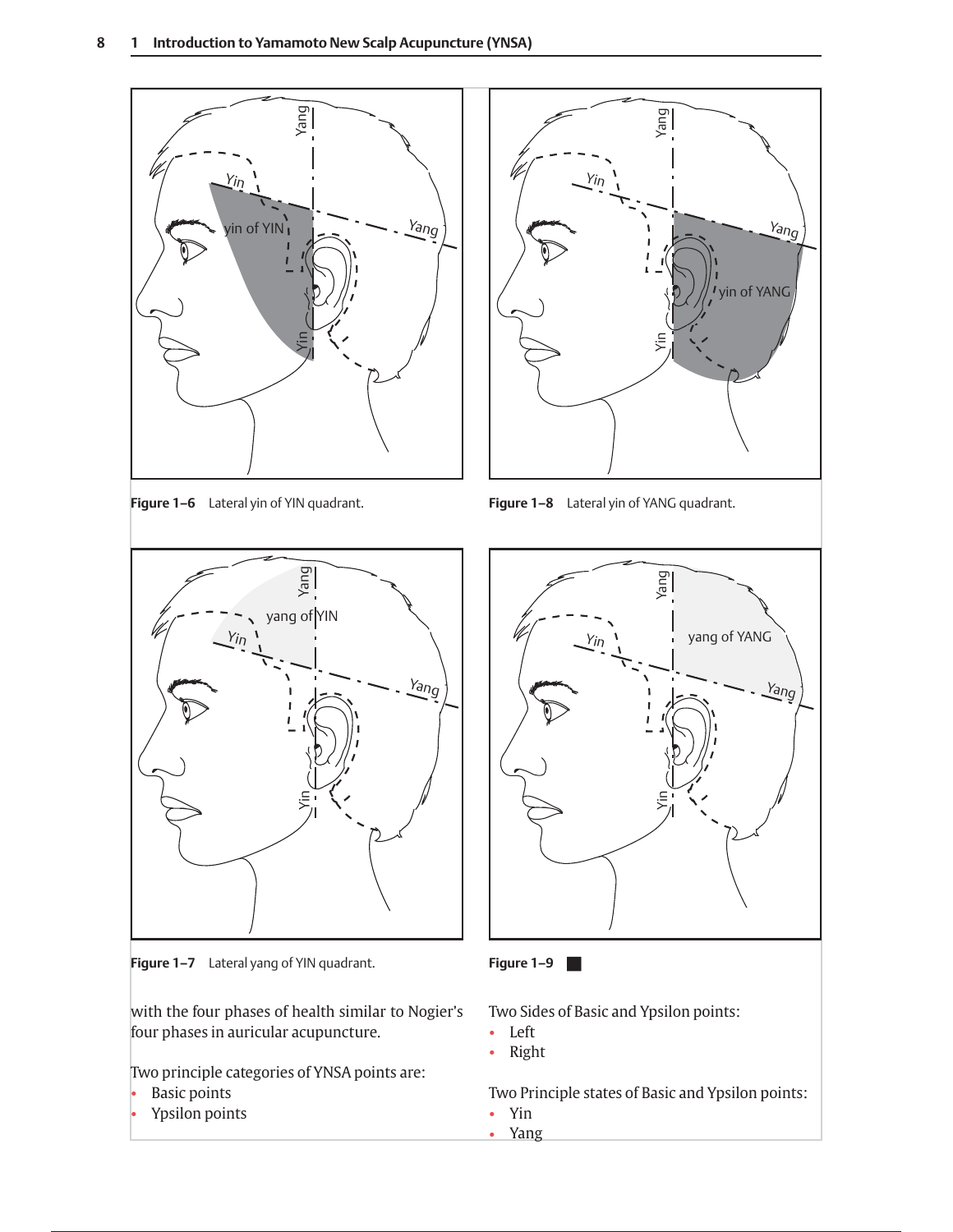Figure 1–6 Lateral yin of YIN quadrant.

Figure 1–8 Lateral yin of YANG quadrant.

Figure 1–7 Lateral yang of YIN quadrant.

Figure 1–9 ■

with the four phases of health similar to Nogier's four phases in auricular acupuncture.

Two principle categories of YNSA points are:

- Basic points
- Ypsilon points

Two Sides of Basic and Ypsilon points:

- Left
- Right

Two Principle states of Basic and Ypsilon points:

- Yin
- Yang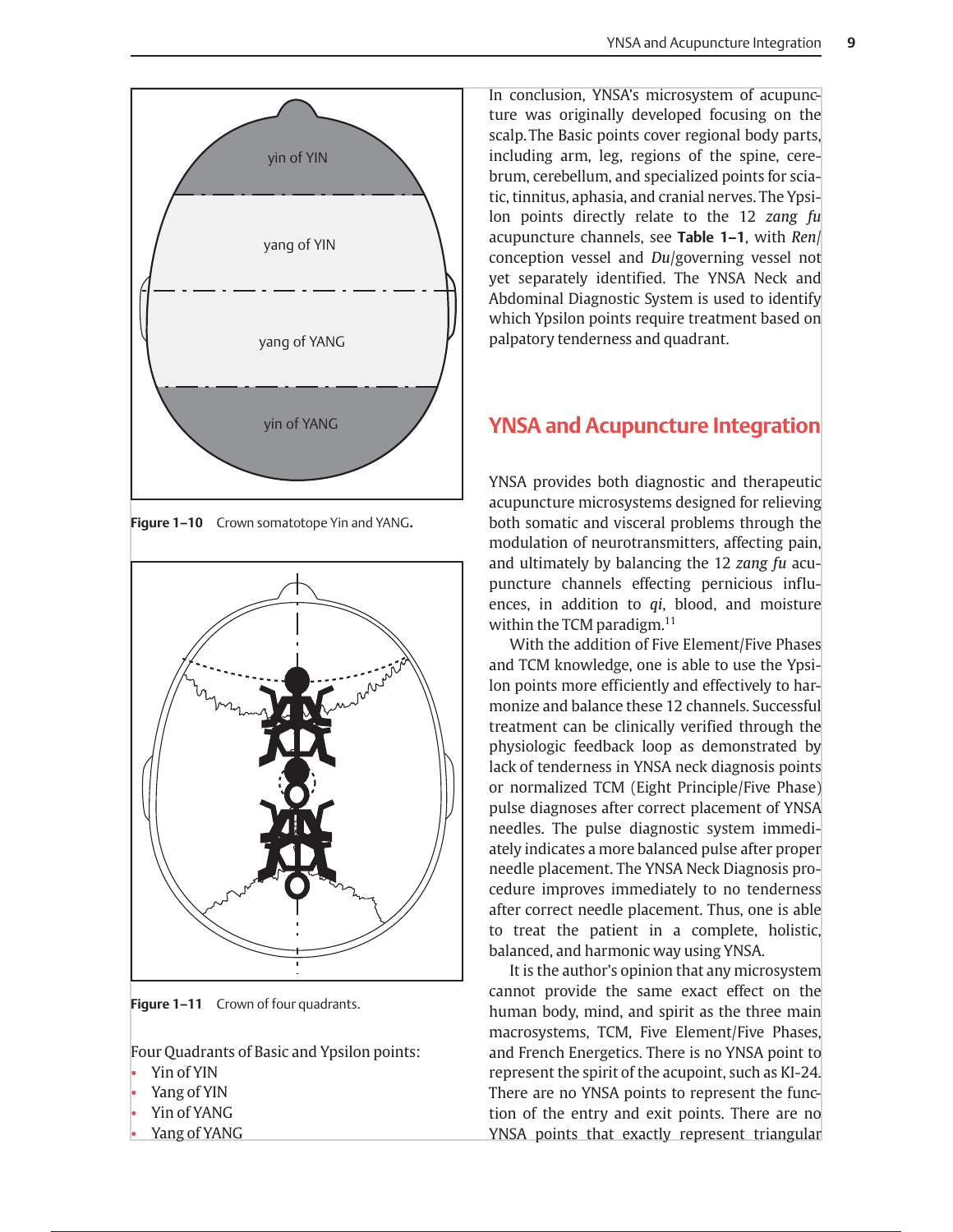yin of YIN

yang of YIN

yang of YANG

yin of YANG

**Figure 1–10** Crown somatotope Yin and YANG.

**Figure 1–11** Crown of four quadrants.

Four Quadrants of Basic and Ypsilon points:

- Yin of YIN
- Yang of YIN
- Yin of YANG
- Yang of YANG

In conclusion, YNSA's microsystem of acupuncture was originally developed focusing on the scalp. The Basic points cover regional body parts, including arm, leg, regions of the spine, cerebrum, cerebellum, and specialized points for sciatic, tinnitus, aphasia, and cranial nerves. The Ypsilon points directly relate to the 12 *zang fu* acupuncture channels, see **Table 1–1**, with *Ren*/conception vessel and *Du*/governing vessel not yet separately identified. The YNSA Neck and Abdominal Diagnostic System is used to identify which Ypsilon points require treatment based on palpatory tenderness and quadrant.

## YNSA and Acupuncture Integration

YNSA provides both diagnostic and therapeutic acupuncture microsystems designed for relieving both somatic and visceral problems through the modulation of neurotransmitters, affecting pain, and ultimately by balancing the 12 *zang fu* acupuncture channels effecting pernicious influences, in addition to *qi*, blood, and moisture within the TCM paradigm.[11]

With the addition of Five Element/Five Phases and TCM knowledge, one is able to use the Ypsilon points more efficiently and effectively to harmonize and balance these 12 channels. Successful treatment can be clinically verified through the physiologic feedback loop as demonstrated by lack of tenderness in YNSA neck diagnosis points or normalized TCM (Eight Principle/Five Phase) pulse diagnoses after correct placement of YNSA needles. The pulse diagnostic system immediately indicates a more balanced pulse after proper needle placement. The YNSA Neck Diagnosis procedure improves immediately to no tenderness after correct needle placement. Thus, one is able to treat the patient in a complete, holistic, balanced, and harmonic way using YNSA.

It is the author's opinion that any microsystem cannot provide the same exact effect on the human body, mind, and spirit as the three main macrosystems, TCM, Five Element/Five Phases, and French Energetics. There is no YNSA point to represent the spirit of the acupoint, such as KI-24. There are no YNSA points to represent the function of the entry and exit points. There are no YNSA points that exactly represent triangular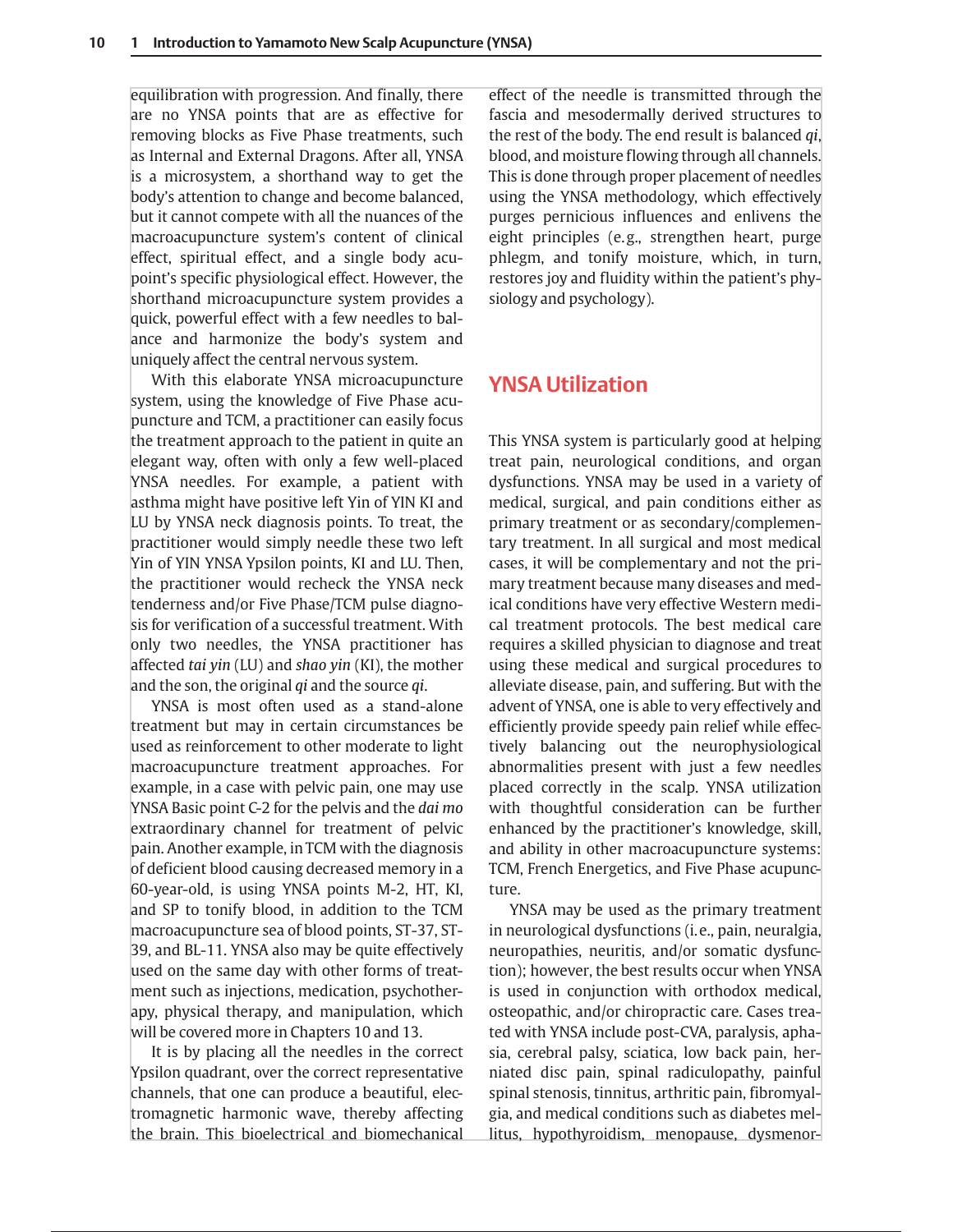equilibration with progression. And finally, there are no YNSA points that are as effective for removing blocks as Five Phase treatments, such as Internal and External Dragons. After all, YNSA is a microsystem, a shorthand way to get the body's attention to change and become balanced, but it cannot compete with all the nuances of the macroacupuncture system's content of clinical effect, spiritual effect, and a single body acupoint's specific physiological effect. However, the shorthand microacupuncture system provides a quick, powerful effect with a few needles to balance and harmonize the body's system and uniquely affect the central nervous system.

With this elaborate YNSA microacupuncture system, using the knowledge of Five Phase acupuncture and TCM, a practitioner can easily focus the treatment approach to the patient in quite an elegant way, often with only a few well-placed YNSA needles. For example, a patient with asthma might have positive left Yin of YIN KI and LU by YNSA neck diagnosis points. To treat, the practitioner would simply needle these two left Yin of YIN YNSA Ypsilon points, KI and LU. Then, the practitioner would recheck the YNSA neck tenderness and/or Five Phase/TCM pulse diagnosis for verification of a successful treatment. With only two needles, the YNSA practitioner has affected *tai yin* (LU) and *shao yin* (KI), the mother and the son, the original *qi* and the source *qi*.

YNSA is most often used as a stand-alone treatment but may in certain circumstances be used as reinforcement to other moderate to light macroacupuncture treatment approaches. For example, in a case with pelvic pain, one may use YNSA Basic point C-2 for the pelvis and the *dai mo* extraordinary channel for treatment of pelvic pain. Another example, in TCM with the diagnosis of deficient blood causing decreased memory in a 60-year-old, is using YNSA points M-2, HT, KI, and SP to tonify blood, in addition to the TCM macroacupuncture sea of blood points, ST-37, ST-39, and BL-11. YNSA also may be quite effectively used on the same day with other forms of treatment such as injections, medication, psychotherapy, physical therapy, and manipulation, which will be covered more in Chapters 10 and 13.

It is by placing all the needles in the correct Ypsilon quadrant, over the correct representative channels, that one can produce a beautiful, electromagnetic harmonic wave, thereby affecting the brain. This bioelectrical and biomechanical effect of the needle is transmitted through the fascia and mesodermally derived structures to the rest of the body. The end result is balanced *qi*, blood, and moisture flowing through all channels. This is done through proper placement of needles using the YNSA methodology, which effectively purges pernicious influences and enlivens the eight principles (e.g., strengthen heart, purge phlegm, and tonify moisture, which, in turn, restores joy and fluidity within the patient's physiology and psychology).

## YNSA Utilization

This YNSA system is particularly good at helping treat pain, neurological conditions, and organ dysfunctions. YNSA may be used in a variety of medical, surgical, and pain conditions either as primary treatment or as secondary/complementary treatment. In all surgical and most medical cases, it will be complementary and not the primary treatment because many diseases and medical conditions have very effective Western medical treatment protocols. The best medical care requires a skilled physician to diagnose and treat using these medical and surgical procedures to alleviate disease, pain, and suffering. But with the advent of YNSA, one is able to very effectively and efficiently provide speedy pain relief while effectively balancing out the neurophysiological abnormalities present with just a few needles placed correctly in the scalp. YNSA utilization with thoughtful consideration can be further enhanced by the practitioner's knowledge, skill, and ability in other macroacupuncture systems: TCM, French Energetics, and Five Phase acupuncture.

YNSA may be used as the primary treatment in neurological dysfunctions (i.e., pain, neuralgia, neuropathies, neuritis, and/or somatic dysfunction); however, the best results occur when YNSA is used in conjunction with orthodox medical, osteopathic, and/or chiropractic care. Cases treated with YNSA include post-CVA, paralysis, aphasia, cerebral palsy, sciatica, low back pain, herniated disc pain, spinal radiculopathy, painful spinal stenosis, tinnitus, arthritic pain, fibromyalgia, and medical conditions such as diabetes mellitus, hypothyroidism, menopause, dysmenor-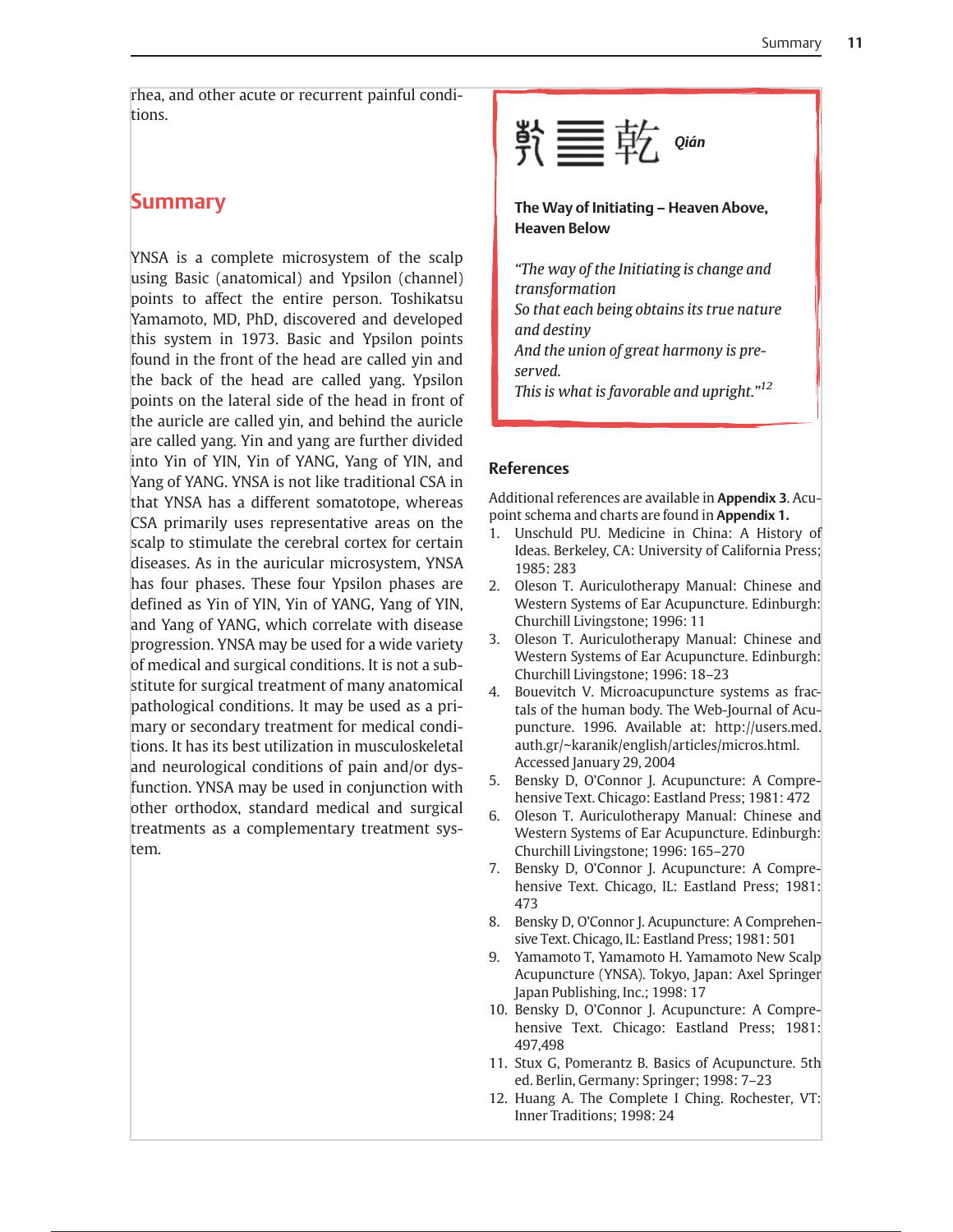rhea, and other acute or recurrent painful conditions.

## Summary

YNSA is a complete microsystem of the scalp using Basic (anatomical) and Ypsilon (channel) points to affect the entire person. Toshikatsu Yamamoto, MD, PhD, discovered and developed this system in 1973. Basic and Ypsilon points found in the front of the head are called yin and the back of the head are called yang. Ypsilon points on the lateral side of the head in front of the auricle are called yin, and behind the auricle are called yang. Yin and yang are further divided into Yin of YIN, Yin of YANG, Yang of YIN, and Yang of YANG. YNSA is not like traditional CSA in that YNSA has a different somatotope, whereas CSA primarily uses representative areas on the scalp to stimulate the cerebral cortex for certain diseases. As in the auricular microsystem, YNSA has four phases. These four Ypsilon phases are defined as Yin of YIN, Yin of YANG, Yang of YIN, and Yang of YANG, which correlate with disease progression. YNSA may be used for a wide variety of medical and surgical conditions. It is not a substitute for surgical treatment of many anatomical pathological conditions. It may be used as a primary or secondary treatment for medical conditions. It has its best utilization in musculoskeletal and neurological conditions of pain and/or dysfunction. YNSA may be used in conjunction with other orthodox, standard medical and surgical treatments as a complementary treatment system.

---

䷀ 乾 *Qián*

**The Way of Initiating – Heaven Above, Heaven Below**

*"The way of the Initiating is change and transformation*
*So that each being obtains its true nature and destiny*
*And the union of great harmony is preserved.*
*This is what is favorable and upright."*[12]

---

### References

Additional references are available in **Appendix 3**. Acupoint schema and charts are found in **Appendix 1.**

1. Unschuld PU. Medicine in China: A History of Ideas. Berkeley, CA: University of California Press; 1985: 283
2. Oleson T. Auriculotherapy Manual: Chinese and Western Systems of Ear Acupuncture. Edinburgh: Churchill Livingstone; 1996: 11
3. Oleson T. Auriculotherapy Manual: Chinese and Western Systems of Ear Acupuncture. Edinburgh: Churchill Livingstone; 1996: 18–23
4. Bouevitch V. Microacupuncture systems as fractals of the human body. The Web-Journal of Acupuncture. 1996. Available at: http://users.med.auth.gr/~karanik/english/articles/micros.html. Accessed January 29, 2004
5. Bensky D, O'Connor J. Acupuncture: A Comprehensive Text. Chicago: Eastland Press; 1981: 472
6. Oleson T. Auriculotherapy Manual: Chinese and Western Systems of Ear Acupuncture. Edinburgh: Churchill Livingstone; 1996: 165–270
7. Bensky D, O'Connor J. Acupuncture: A Comprehensive Text. Chicago, IL: Eastland Press; 1981: 473
8. Bensky D, O'Connor J. Acupuncture: A Comprehensive Text. Chicago, IL: Eastland Press; 1981: 501
9. Yamamoto T, Yamamoto H. Yamamoto New Scalp Acupuncture (YNSA). Tokyo, Japan: Axel Springer Japan Publishing, Inc.; 1998: 17
10. Bensky D, O'Connor J. Acupuncture: A Comprehensive Text. Chicago: Eastland Press; 1981: 497,498
11. Stux G, Pomerantz B. Basics of Acupuncture. 5th ed. Berlin, Germany: Springer; 1998: 7–23
12. Huang A. The Complete I Ching. Rochester, VT: Inner Traditions; 1998: 24